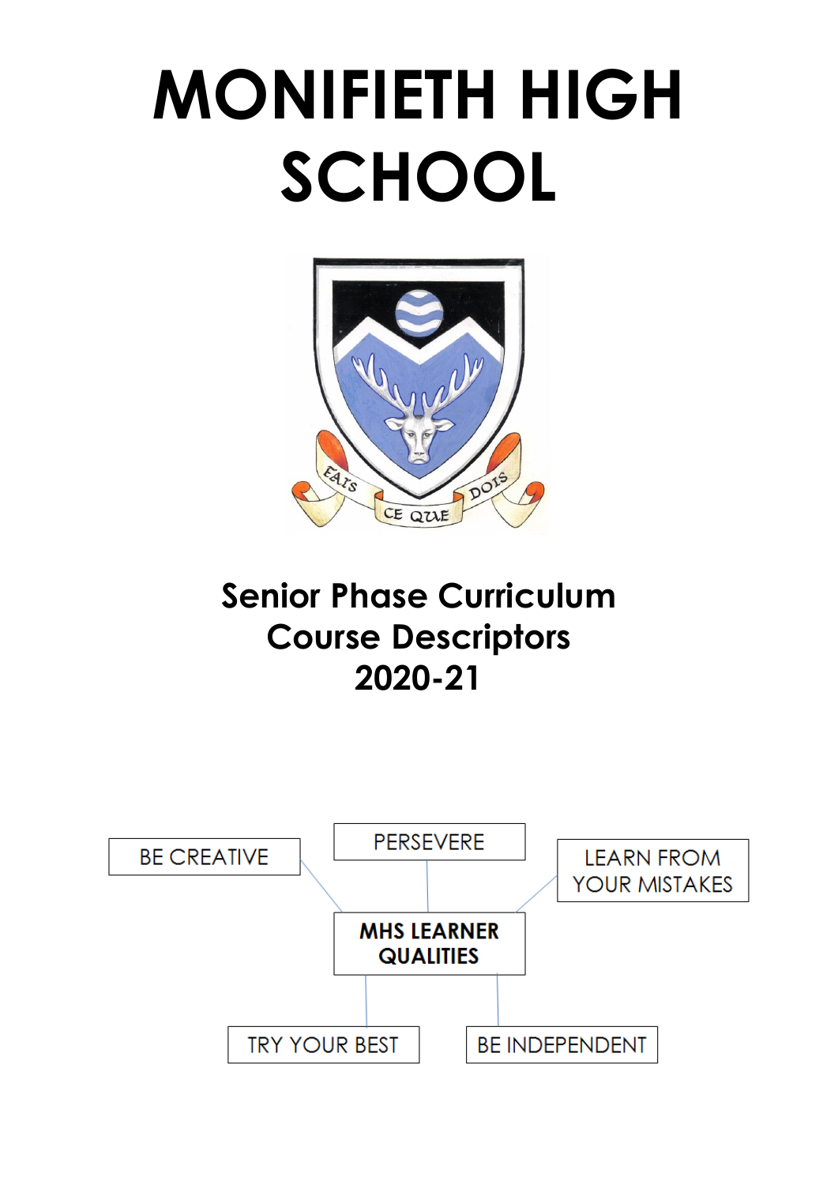# MONIFIETH HIGH SCHOOL

FAIS CE QUE DOIS

## Senior Phase Curriculum Course Descriptors 2020-21

BE CREATIVE

PERSEVERE

LEARN FROM YOUR MISTAKES

**MHS LEARNER QUALITIES**

TRY YOUR BEST

BE INDEPENDENT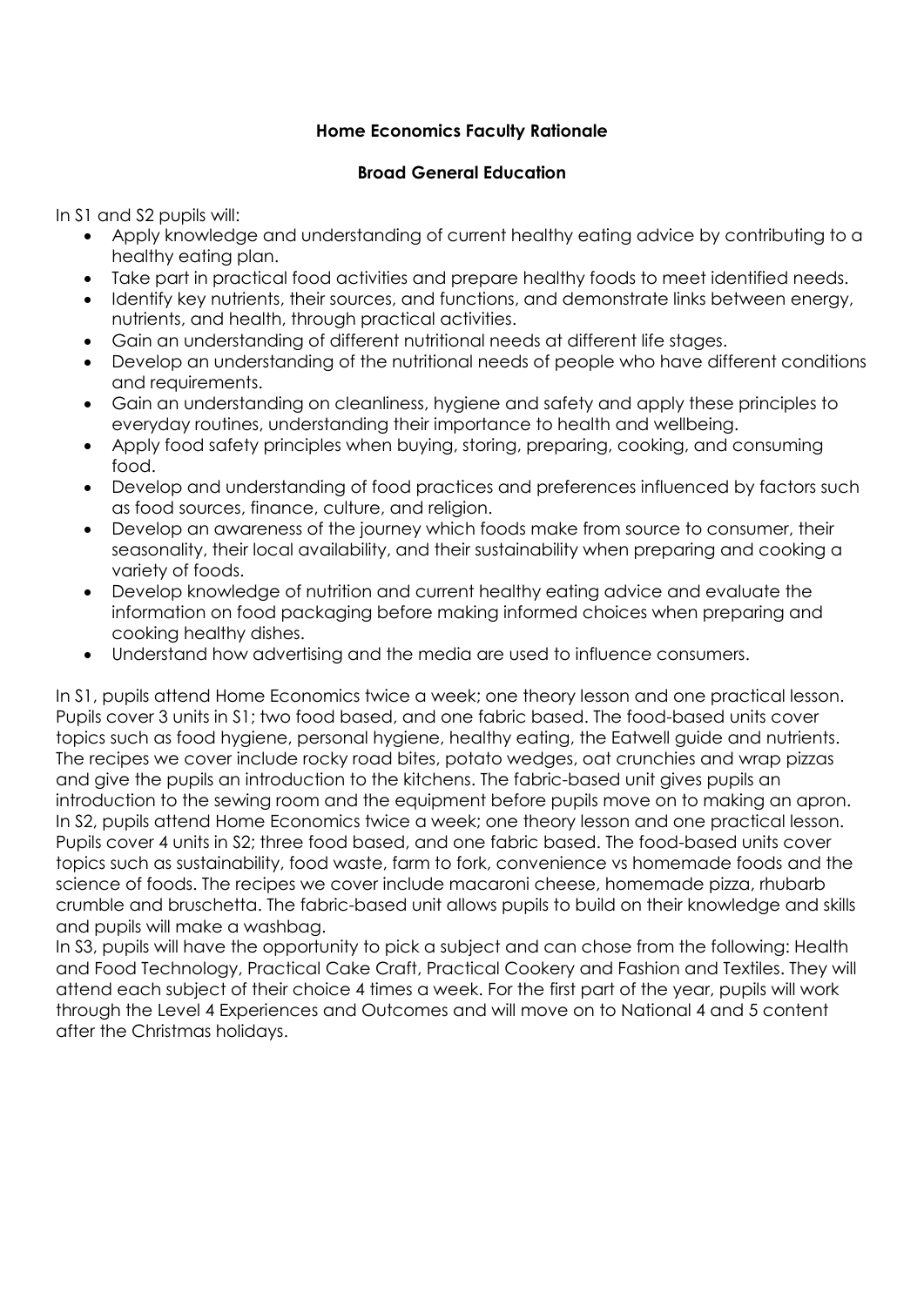**Home Economics Faculty Rationale**

**Broad General Education**

In S1 and S2 pupils will:

- Apply knowledge and understanding of current healthy eating advice by contributing to a healthy eating plan.
- Take part in practical food activities and prepare healthy foods to meet identified needs.
- Identify key nutrients, their sources, and functions, and demonstrate links between energy, nutrients, and health, through practical activities.
- Gain an understanding of different nutritional needs at different life stages.
- Develop an understanding of the nutritional needs of people who have different conditions and requirements.
- Gain an understanding on cleanliness, hygiene and safety and apply these principles to everyday routines, understanding their importance to health and wellbeing.
- Apply food safety principles when buying, storing, preparing, cooking, and consuming food.
- Develop and understanding of food practices and preferences influenced by factors such as food sources, finance, culture, and religion.
- Develop an awareness of the journey which foods make from source to consumer, their seasonality, their local availability, and their sustainability when preparing and cooking a variety of foods.
- Develop knowledge of nutrition and current healthy eating advice and evaluate the information on food packaging before making informed choices when preparing and cooking healthy dishes.
- Understand how advertising and the media are used to influence consumers.

In S1, pupils attend Home Economics twice a week; one theory lesson and one practical lesson. Pupils cover 3 units in S1; two food based, and one fabric based. The food-based units cover topics such as food hygiene, personal hygiene, healthy eating, the Eatwell guide and nutrients. The recipes we cover include rocky road bites, potato wedges, oat crunchies and wrap pizzas and give the pupils an introduction to the kitchens. The fabric-based unit gives pupils an introduction to the sewing room and the equipment before pupils move on to making an apron. In S2, pupils attend Home Economics twice a week; one theory lesson and one practical lesson. Pupils cover 4 units in S2; three food based, and one fabric based. The food-based units cover topics such as sustainability, food waste, farm to fork, convenience vs homemade foods and the science of foods. The recipes we cover include macaroni cheese, homemade pizza, rhubarb crumble and bruschetta. The fabric-based unit allows pupils to build on their knowledge and skills and pupils will make a washbag.

In S3, pupils will have the opportunity to pick a subject and can chose from the following: Health and Food Technology, Practical Cake Craft, Practical Cookery and Fashion and Textiles. They will attend each subject of their choice 4 times a week. For the first part of the year, pupils will work through the Level 4 Experiences and Outcomes and will move on to National 4 and 5 content after the Christmas holidays.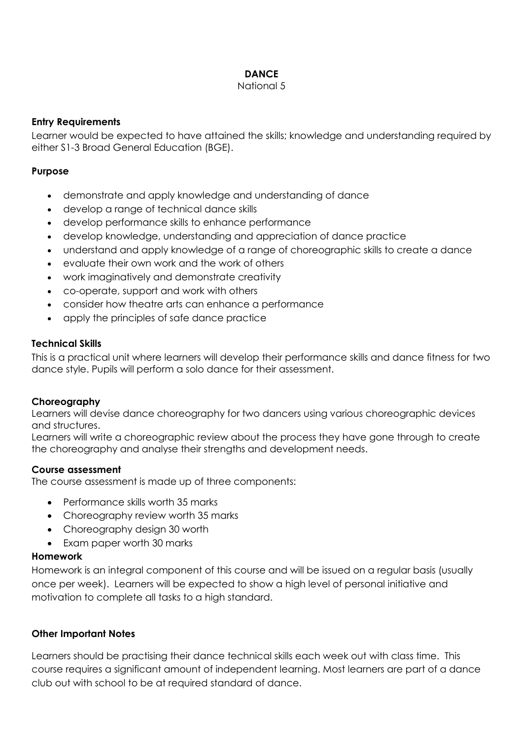# DANCE

National 5

**Entry Requirements**

Learner would be expected to have attained the skills; knowledge and understanding required by either S1-3 Broad General Education (BGE).

**Purpose**

- demonstrate and apply knowledge and understanding of dance
- develop a range of technical dance skills
- develop performance skills to enhance performance
- develop knowledge, understanding and appreciation of dance practice
- understand and apply knowledge of a range of choreographic skills to create a dance
- evaluate their own work and the work of others
- work imaginatively and demonstrate creativity
- co-operate, support and work with others
- consider how theatre arts can enhance a performance
- apply the principles of safe dance practice

**Technical Skills**

This is a practical unit where learners will develop their performance skills and dance fitness for two dance style. Pupils will perform a solo dance for their assessment.

**Choreography**

Learners will devise dance choreography for two dancers using various choreographic devices and structures.

Learners will write a choreographic review about the process they have gone through to create the choreography and analyse their strengths and development needs.

**Course assessment**

The course assessment is made up of three components:

- Performance skills worth 35 marks
- Choreography review worth 35 marks
- Choreography design 30 worth
- Exam paper worth 30 marks

**Homework**

Homework is an integral component of this course and will be issued on a regular basis (usually once per week). Learners will be expected to show a high level of personal initiative and motivation to complete all tasks to a high standard.

**Other Important Notes**

Learners should be practising their dance technical skills each week out with class time. This course requires a significant amount of independent learning. Most learners are part of a dance club out with school to be at required standard of dance.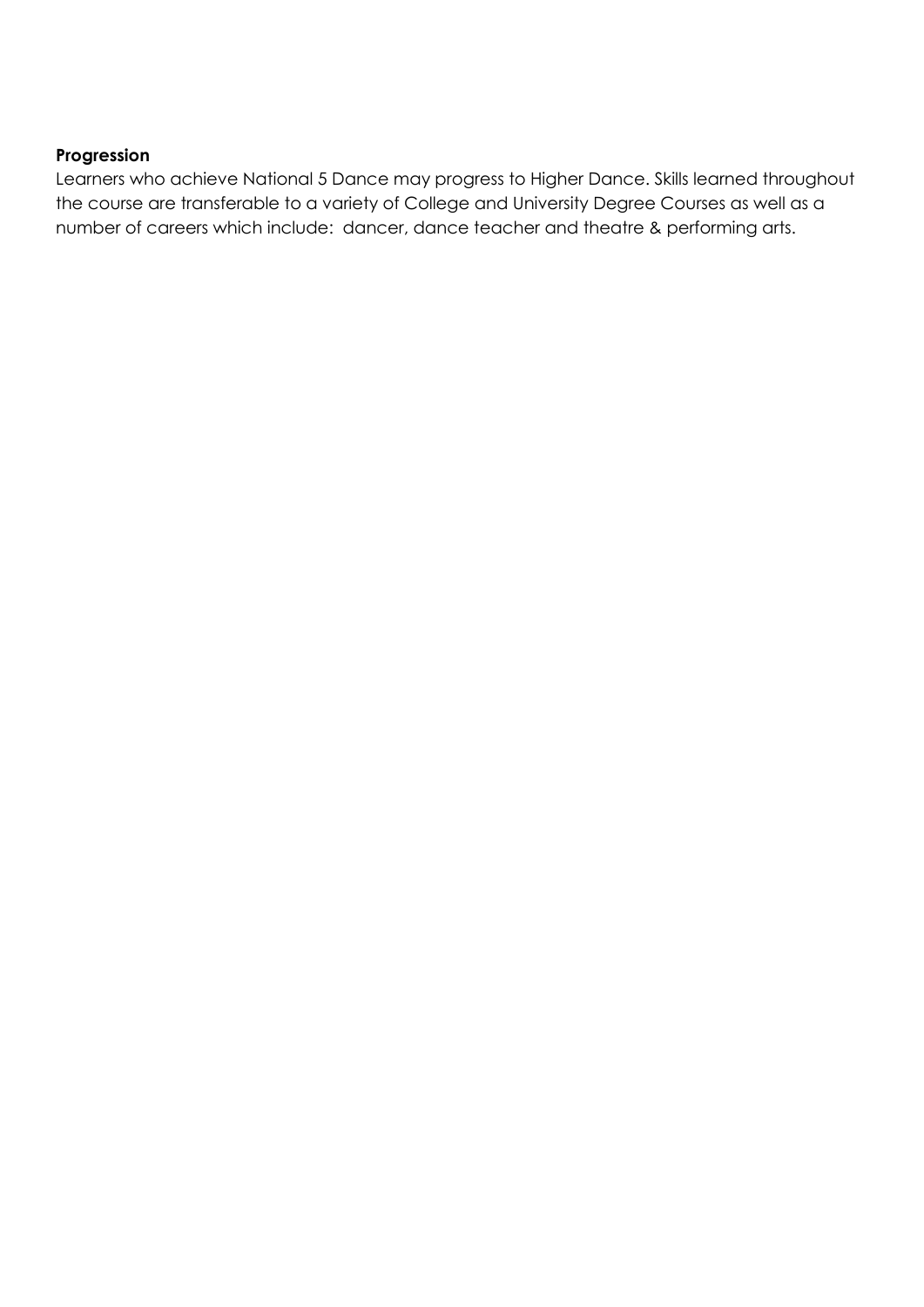**Progression**

Learners who achieve National 5 Dance may progress to Higher Dance. Skills learned throughout the course are transferable to a variety of College and University Degree Courses as well as a number of careers which include: dancer, dance teacher and theatre & performing arts.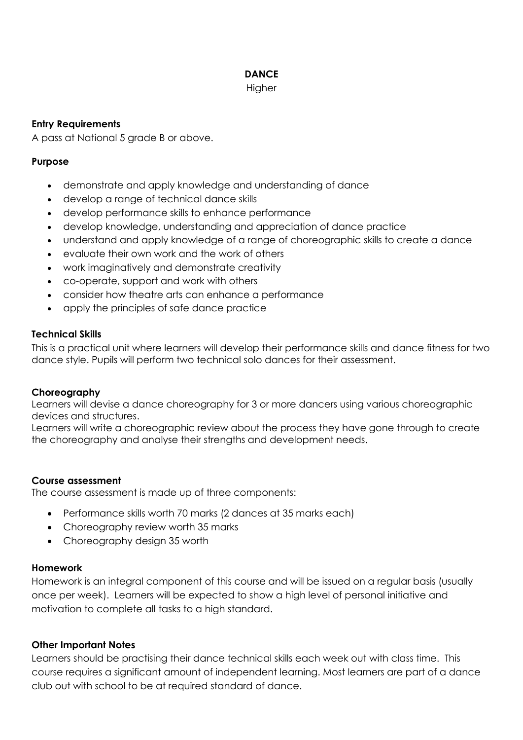# DANCE

Higher

### Entry Requirements

A pass at National 5 grade B or above.

### Purpose

- demonstrate and apply knowledge and understanding of dance
- develop a range of technical dance skills
- develop performance skills to enhance performance
- develop knowledge, understanding and appreciation of dance practice
- understand and apply knowledge of a range of choreographic skills to create a dance
- evaluate their own work and the work of others
- work imaginatively and demonstrate creativity
- co-operate, support and work with others
- consider how theatre arts can enhance a performance
- apply the principles of safe dance practice

### Technical Skills

This is a practical unit where learners will develop their performance skills and dance fitness for two dance style. Pupils will perform two technical solo dances for their assessment.

### Choreography

Learners will devise a dance choreography for 3 or more dancers using various choreographic devices and structures.

Learners will write a choreographic review about the process they have gone through to create the choreography and analyse their strengths and development needs.

### Course assessment

The course assessment is made up of three components:

- Performance skills worth 70 marks (2 dances at 35 marks each)
- Choreography review worth 35 marks
- Choreography design 35 worth

### Homework

Homework is an integral component of this course and will be issued on a regular basis (usually once per week). Learners will be expected to show a high level of personal initiative and motivation to complete all tasks to a high standard.

### Other Important Notes

Learners should be practising their dance technical skills each week out with class time. This course requires a significant amount of independent learning. Most learners are part of a dance club out with school to be at required standard of dance.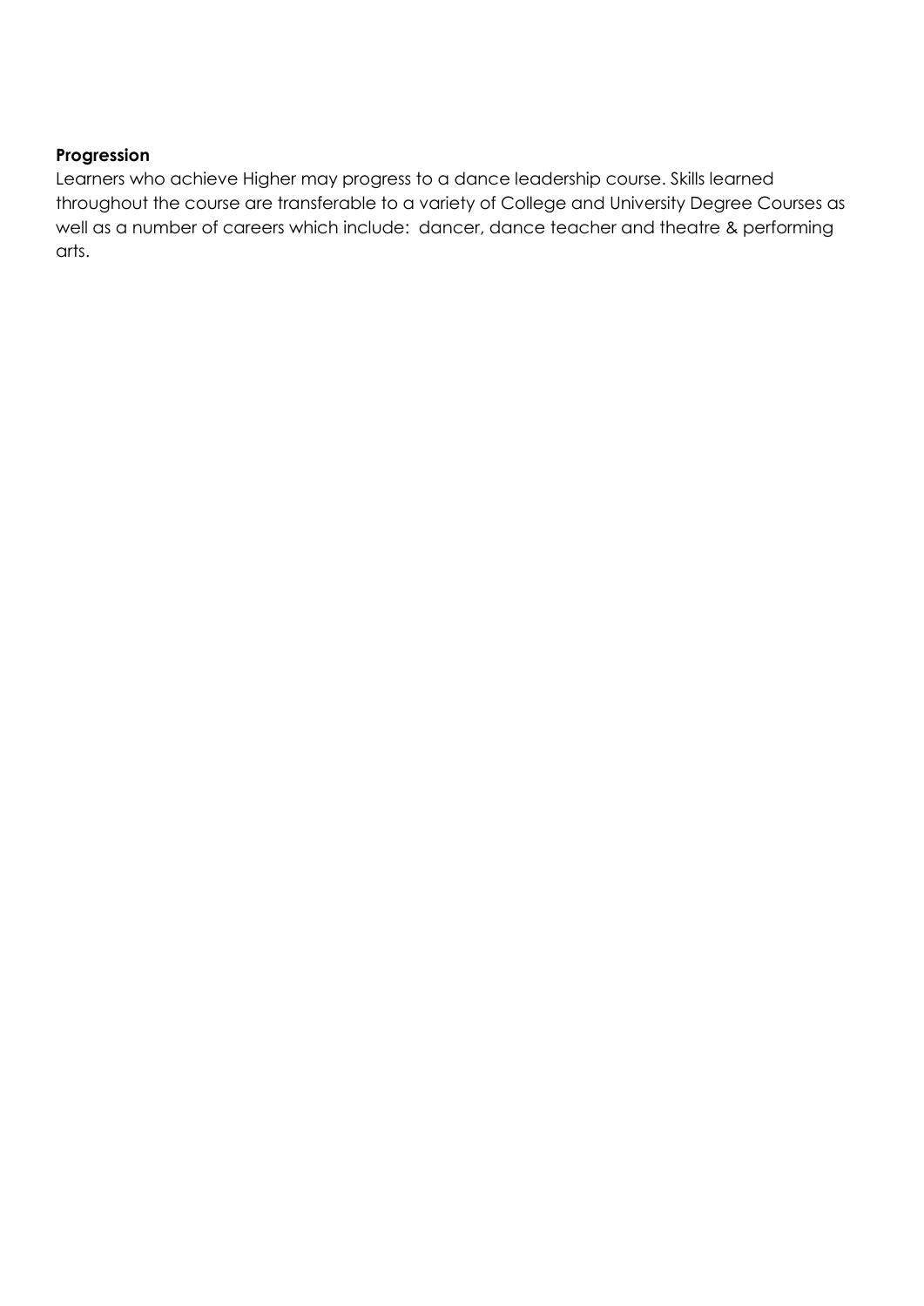**Progression**

Learners who achieve Higher may progress to a dance leadership course. Skills learned throughout the course are transferable to a variety of College and University Degree Courses as well as a number of careers which include: dancer, dance teacher and theatre & performing arts.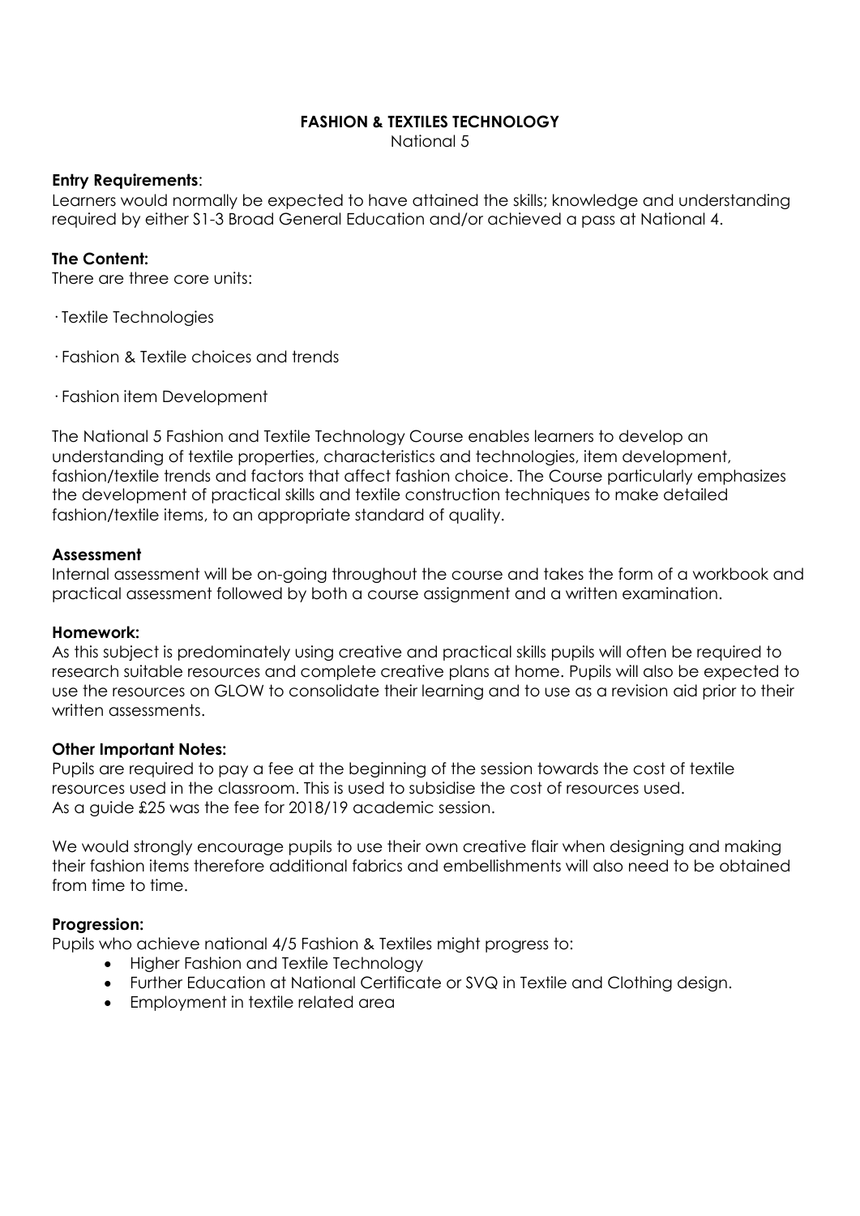# FASHION & TEXTILES TECHNOLOGY

National 5

**Entry Requirements**:
Learners would normally be expected to have attained the skills; knowledge and understanding required by either S1-3 Broad General Education and/or achieved a pass at National 4.

**The Content:**
There are three core units:

· Textile Technologies

· Fashion & Textile choices and trends

· Fashion item Development

The National 5 Fashion and Textile Technology Course enables learners to develop an understanding of textile properties, characteristics and technologies, item development, fashion/textile trends and factors that affect fashion choice. The Course particularly emphasizes the development of practical skills and textile construction techniques to make detailed fashion/textile items, to an appropriate standard of quality.

**Assessment**
Internal assessment will be on-going throughout the course and takes the form of a workbook and practical assessment followed by both a course assignment and a written examination.

**Homework:**
As this subject is predominately using creative and practical skills pupils will often be required to research suitable resources and complete creative plans at home. Pupils will also be expected to use the resources on GLOW to consolidate their learning and to use as a revision aid prior to their written assessments.

**Other Important Notes:**
Pupils are required to pay a fee at the beginning of the session towards the cost of textile resources used in the classroom. This is used to subsidise the cost of resources used.
As a guide £25 was the fee for 2018/19 academic session.

We would strongly encourage pupils to use their own creative flair when designing and making their fashion items therefore additional fabrics and embellishments will also need to be obtained from time to time.

**Progression:**
Pupils who achieve national 4/5 Fashion & Textiles might progress to:

- Higher Fashion and Textile Technology
- Further Education at National Certificate or SVQ in Textile and Clothing design.
- Employment in textile related area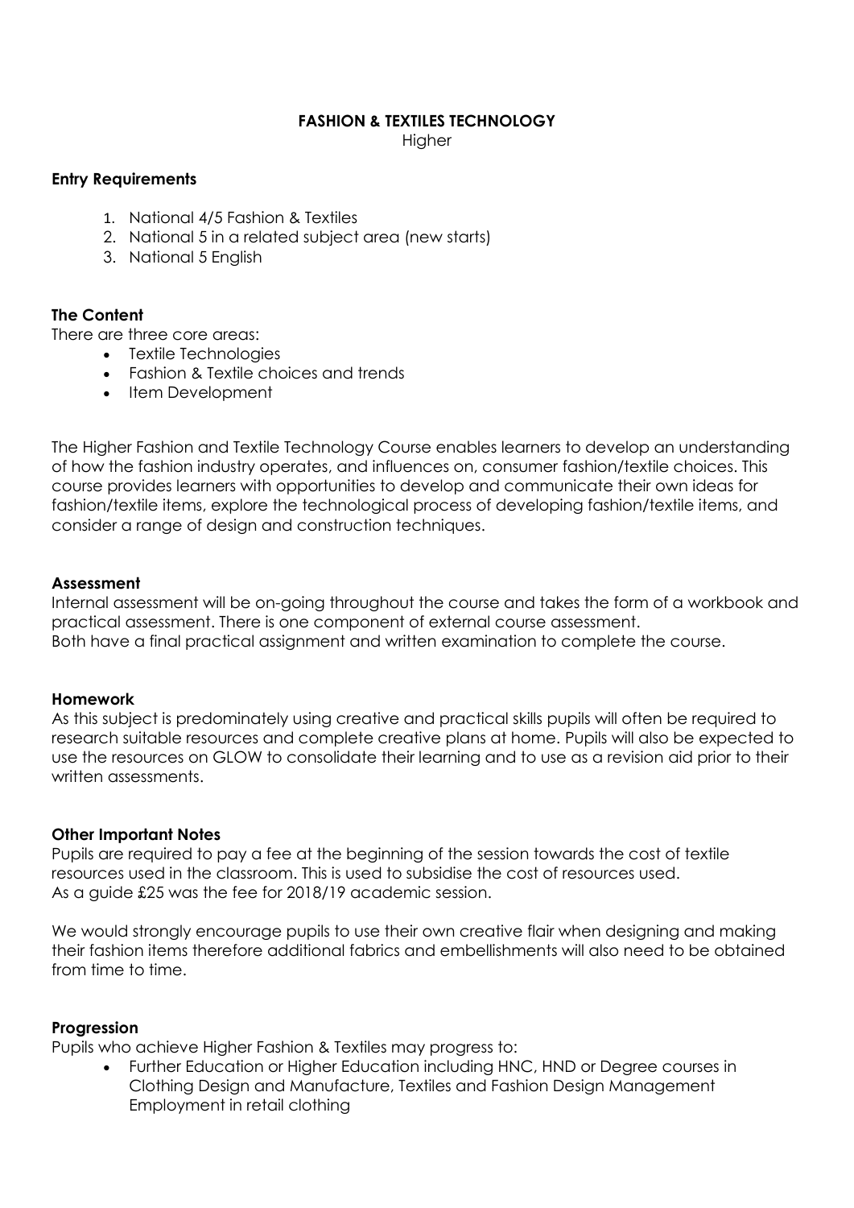# FASHION & TEXTILES TECHNOLOGY

Higher

### Entry Requirements

1. National 4/5 Fashion & Textiles
2. National 5 in a related subject area (new starts)
3. National 5 English

### The Content

There are three core areas:

- Textile Technologies
- Fashion & Textile choices and trends
- Item Development

The Higher Fashion and Textile Technology Course enables learners to develop an understanding of how the fashion industry operates, and influences on, consumer fashion/textile choices. This course provides learners with opportunities to develop and communicate their own ideas for fashion/textile items, explore the technological process of developing fashion/textile items, and consider a range of design and construction techniques.

### Assessment

Internal assessment will be on-going throughout the course and takes the form of a workbook and practical assessment. There is one component of external course assessment.
Both have a final practical assignment and written examination to complete the course.

### Homework

As this subject is predominately using creative and practical skills pupils will often be required to research suitable resources and complete creative plans at home. Pupils will also be expected to use the resources on GLOW to consolidate their learning and to use as a revision aid prior to their written assessments.

### Other Important Notes

Pupils are required to pay a fee at the beginning of the session towards the cost of textile resources used in the classroom. This is used to subsidise the cost of resources used.
As a guide £25 was the fee for 2018/19 academic session.

We would strongly encourage pupils to use their own creative flair when designing and making their fashion items therefore additional fabrics and embellishments will also need to be obtained from time to time.

### Progression

Pupils who achieve Higher Fashion & Textiles may progress to:

- Further Education or Higher Education including HNC, HND or Degree courses in Clothing Design and Manufacture, Textiles and Fashion Design Management Employment in retail clothing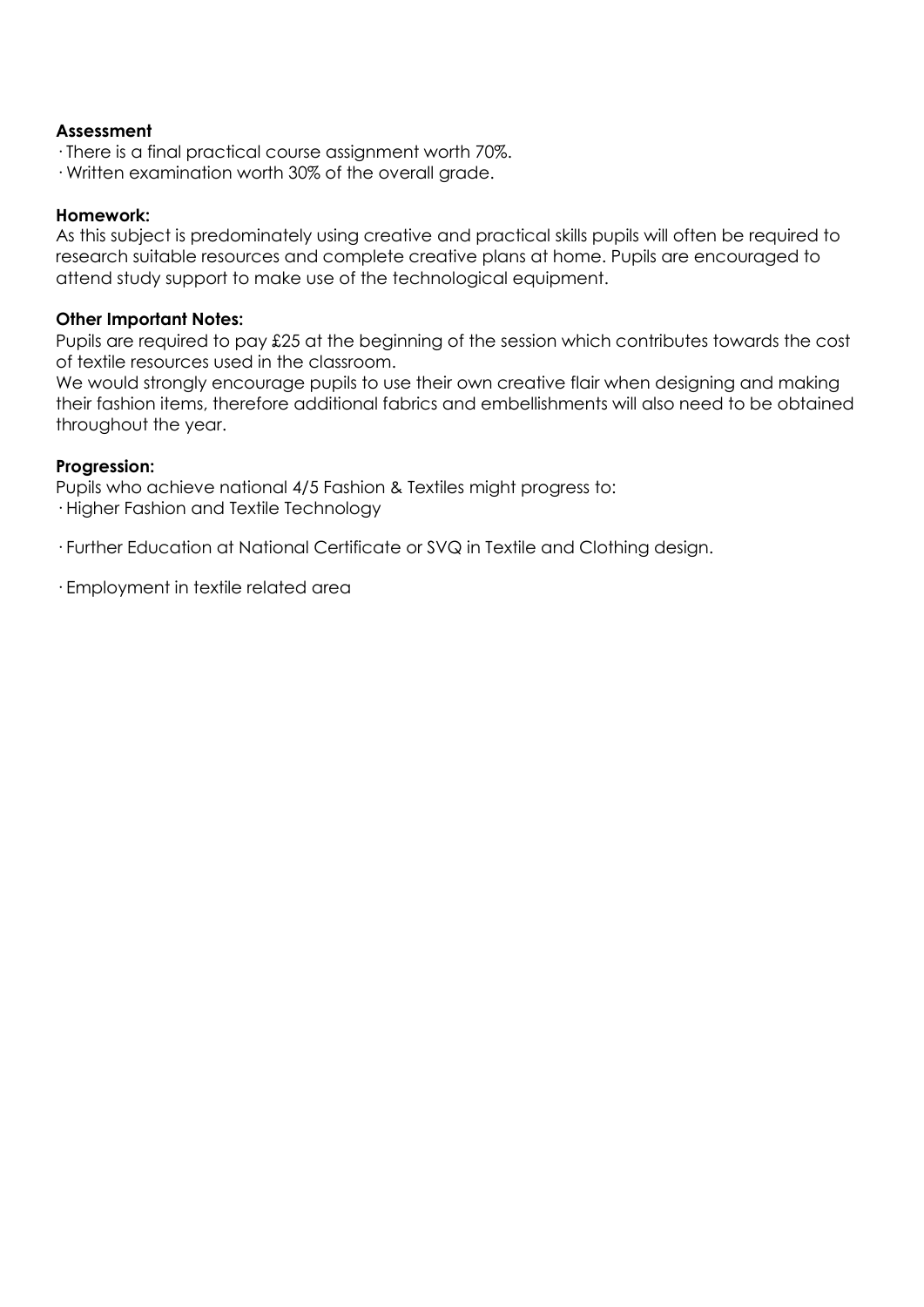**Assessment**

- There is a final practical course assignment worth 70%.
- Written examination worth 30% of the overall grade.

**Homework:**

As this subject is predominately using creative and practical skills pupils will often be required to research suitable resources and complete creative plans at home. Pupils are encouraged to attend study support to make use of the technological equipment.

**Other Important Notes:**

Pupils are required to pay £25 at the beginning of the session which contributes towards the cost of textile resources used in the classroom.

We would strongly encourage pupils to use their own creative flair when designing and making their fashion items, therefore additional fabrics and embellishments will also need to be obtained throughout the year.

**Progression:**

Pupils who achieve national 4/5 Fashion & Textiles might progress to:

- Higher Fashion and Textile Technology
- Further Education at National Certificate or SVQ in Textile and Clothing design.
- Employment in textile related area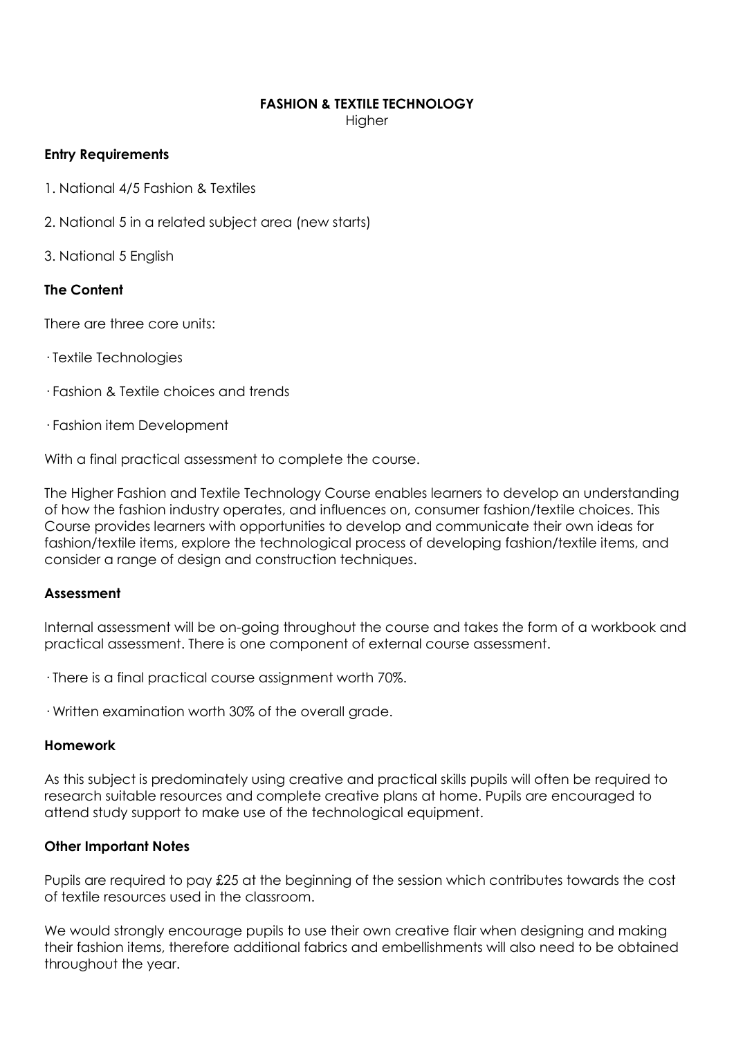# FASHION & TEXTILE TECHNOLOGY

Higher

### Entry Requirements

1. National 4/5 Fashion & Textiles

2. National 5 in a related subject area (new starts)

3. National 5 English

### The Content

There are three core units:

· Textile Technologies

· Fashion & Textile choices and trends

· Fashion item Development

With a final practical assessment to complete the course.

The Higher Fashion and Textile Technology Course enables learners to develop an understanding of how the fashion industry operates, and influences on, consumer fashion/textile choices. This Course provides learners with opportunities to develop and communicate their own ideas for fashion/textile items, explore the technological process of developing fashion/textile items, and consider a range of design and construction techniques.

### Assessment

Internal assessment will be on-going throughout the course and takes the form of a workbook and practical assessment. There is one component of external course assessment.

· There is a final practical course assignment worth 70%.

· Written examination worth 30% of the overall grade.

### Homework

As this subject is predominately using creative and practical skills pupils will often be required to research suitable resources and complete creative plans at home. Pupils are encouraged to attend study support to make use of the technological equipment.

### Other Important Notes

Pupils are required to pay £25 at the beginning of the session which contributes towards the cost of textile resources used in the classroom.

We would strongly encourage pupils to use their own creative flair when designing and making their fashion items, therefore additional fabrics and embellishments will also need to be obtained throughout the year.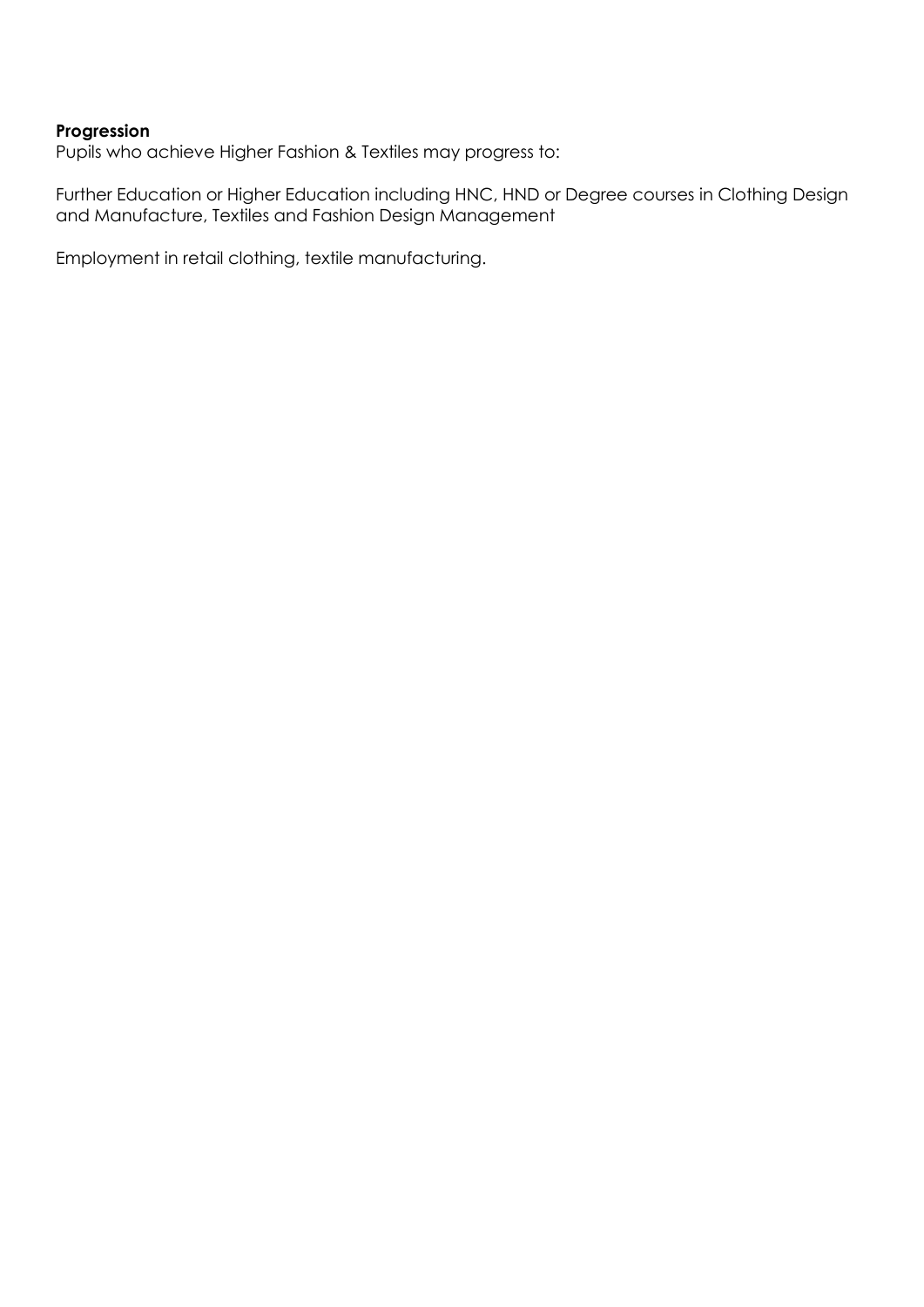**Progression**
Pupils who achieve Higher Fashion & Textiles may progress to:

Further Education or Higher Education including HNC, HND or Degree courses in Clothing Design and Manufacture, Textiles and Fashion Design Management

Employment in retail clothing, textile manufacturing.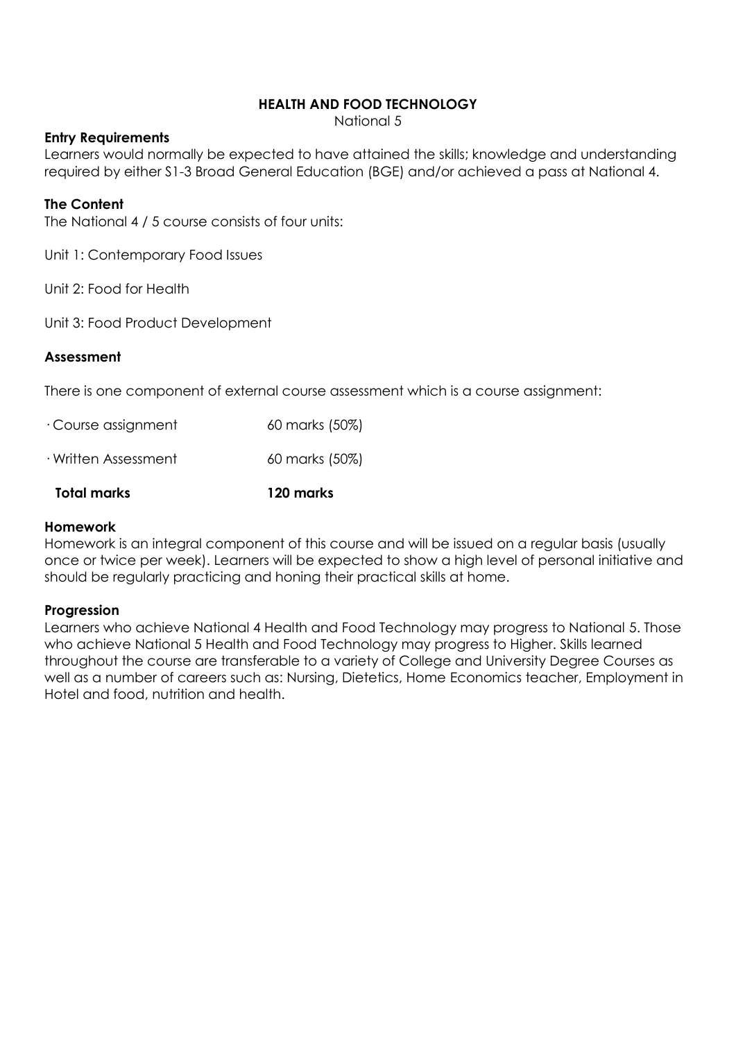## HEALTH AND FOOD TECHNOLOGY

National 5

**Entry Requirements**

Learners would normally be expected to have attained the skills; knowledge and understanding required by either S1-3 Broad General Education (BGE) and/or achieved a pass at National 4.

**The Content**

The National 4 / 5 course consists of four units:

Unit 1: Contemporary Food Issues

Unit 2: Food for Health

Unit 3: Food Product Development

**Assessment**

There is one component of external course assessment which is a course assignment:

| | |
|---|---|
| · Course assignment | 60 marks (50%) |
| · Written Assessment | 60 marks (50%) |
| **Total marks** | **120 marks** |

**Homework**

Homework is an integral component of this course and will be issued on a regular basis (usually once or twice per week). Learners will be expected to show a high level of personal initiative and should be regularly practicing and honing their practical skills at home.

**Progression**

Learners who achieve National 4 Health and Food Technology may progress to National 5. Those who achieve National 5 Health and Food Technology may progress to Higher. Skills learned throughout the course are transferable to a variety of College and University Degree Courses as well as a number of careers such as: Nursing, Dietetics, Home Economics teacher, Employment in Hotel and food, nutrition and health.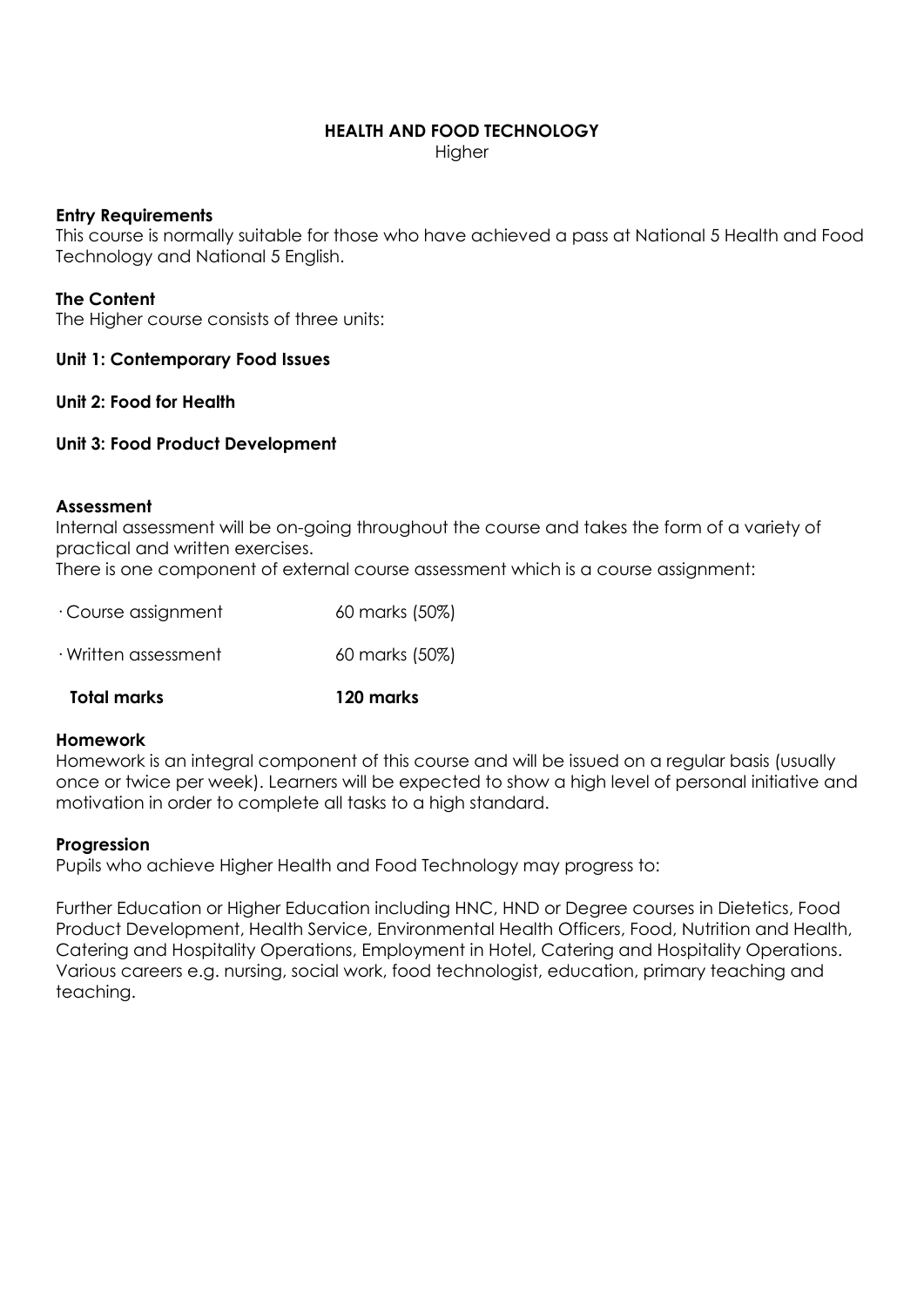# HEALTH AND FOOD TECHNOLOGY

Higher

**Entry Requirements**

This course is normally suitable for those who have achieved a pass at National 5 Health and Food Technology and National 5 English.

**The Content**

The Higher course consists of three units:

**Unit 1: Contemporary Food Issues**

**Unit 2: Food for Health**

**Unit 3: Food Product Development**

**Assessment**

Internal assessment will be on-going throughout the course and takes the form of a variety of practical and written exercises.

There is one component of external course assessment which is a course assignment:

| | |
|---|---|
| · Course assignment | 60 marks (50%) |
| · Written assessment | 60 marks (50%) |
| **Total marks** | **120 marks** |

**Homework**

Homework is an integral component of this course and will be issued on a regular basis (usually once or twice per week). Learners will be expected to show a high level of personal initiative and motivation in order to complete all tasks to a high standard.

**Progression**

Pupils who achieve Higher Health and Food Technology may progress to:

Further Education or Higher Education including HNC, HND or Degree courses in Dietetics, Food Product Development, Health Service, Environmental Health Officers, Food, Nutrition and Health, Catering and Hospitality Operations, Employment in Hotel, Catering and Hospitality Operations. Various careers e.g. nursing, social work, food technologist, education, primary teaching and teaching.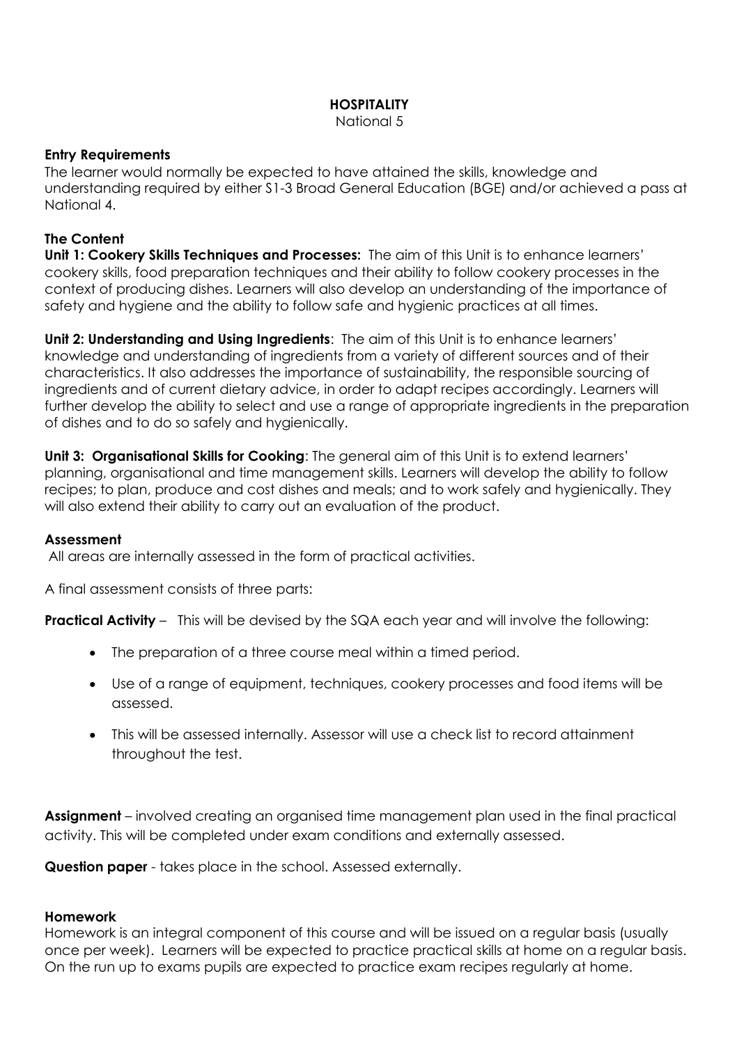# HOSPITALITY

National 5

**Entry Requirements**

The learner would normally be expected to have attained the skills, knowledge and understanding required by either S1-3 Broad General Education (BGE) and/or achieved a pass at National 4.

**The Content**

**Unit 1: Cookery Skills Techniques and Processes:** The aim of this Unit is to enhance learners' cookery skills, food preparation techniques and their ability to follow cookery processes in the context of producing dishes. Learners will also develop an understanding of the importance of safety and hygiene and the ability to follow safe and hygienic practices at all times.

**Unit 2: Understanding and Using Ingredients**: The aim of this Unit is to enhance learners' knowledge and understanding of ingredients from a variety of different sources and of their characteristics. It also addresses the importance of sustainability, the responsible sourcing of ingredients and of current dietary advice, in order to adapt recipes accordingly. Learners will further develop the ability to select and use a range of appropriate ingredients in the preparation of dishes and to do so safely and hygienically.

**Unit 3: Organisational Skills for Cooking**: The general aim of this Unit is to extend learners' planning, organisational and time management skills. Learners will develop the ability to follow recipes; to plan, produce and cost dishes and meals; and to work safely and hygienically. They will also extend their ability to carry out an evaluation of the product.

**Assessment**

All areas are internally assessed in the form of practical activities.

A final assessment consists of three parts:

**Practical Activity** – This will be devised by the SQA each year and will involve the following:

- The preparation of a three course meal within a timed period.
- Use of a range of equipment, techniques, cookery processes and food items will be assessed.
- This will be assessed internally. Assessor will use a check list to record attainment throughout the test.

**Assignment** – involved creating an organised time management plan used in the final practical activity. This will be completed under exam conditions and externally assessed.

**Question paper** - takes place in the school. Assessed externally.

**Homework**

Homework is an integral component of this course and will be issued on a regular basis (usually once per week). Learners will be expected to practice practical skills at home on a regular basis. On the run up to exams pupils are expected to practice exam recipes regularly at home.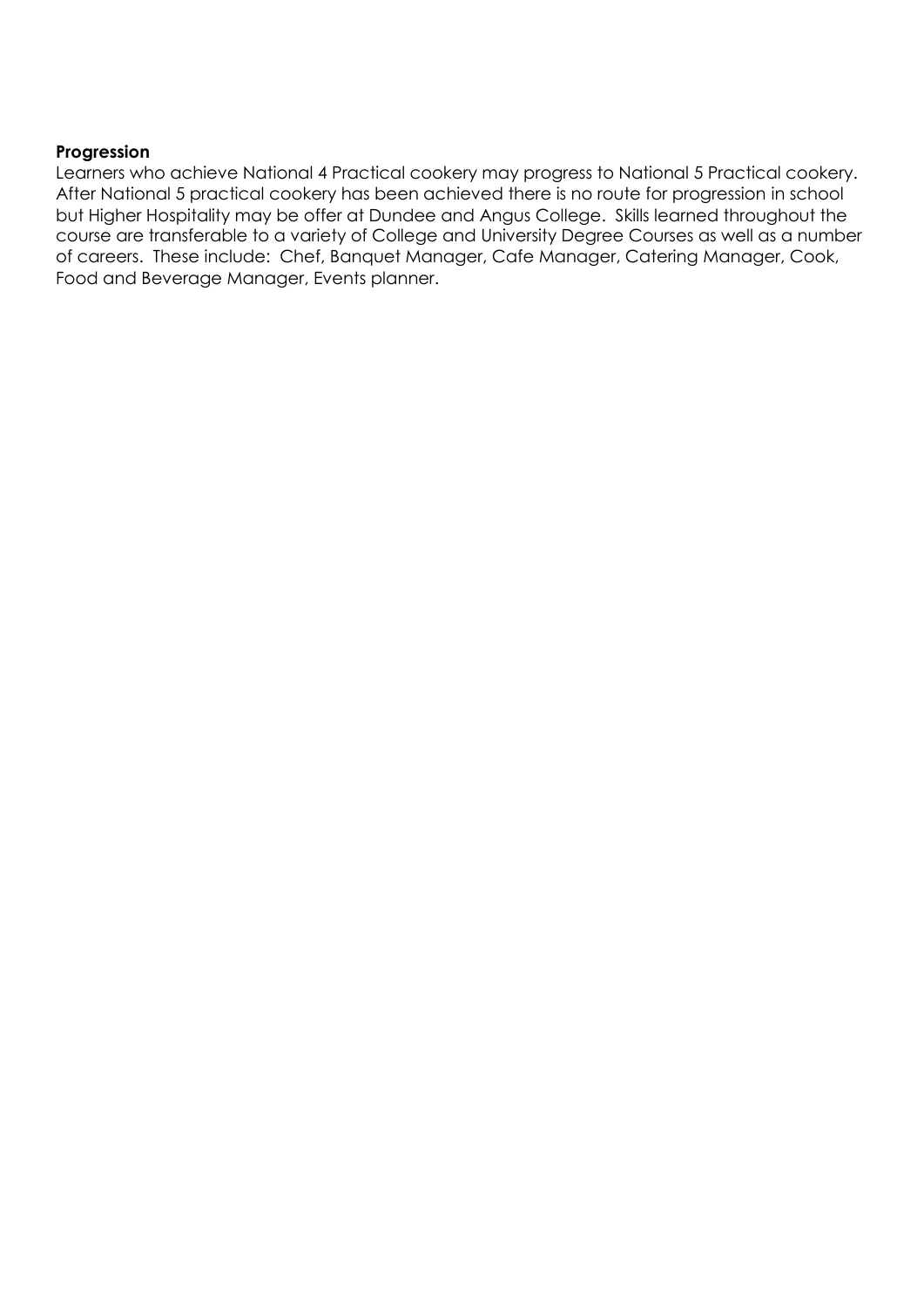**Progression**

Learners who achieve National 4 Practical cookery may progress to National 5 Practical cookery. After National 5 practical cookery has been achieved there is no route for progression in school but Higher Hospitality may be offer at Dundee and Angus College. Skills learned throughout the course are transferable to a variety of College and University Degree Courses as well as a number of careers. These include: Chef, Banquet Manager, Cafe Manager, Catering Manager, Cook, Food and Beverage Manager, Events planner.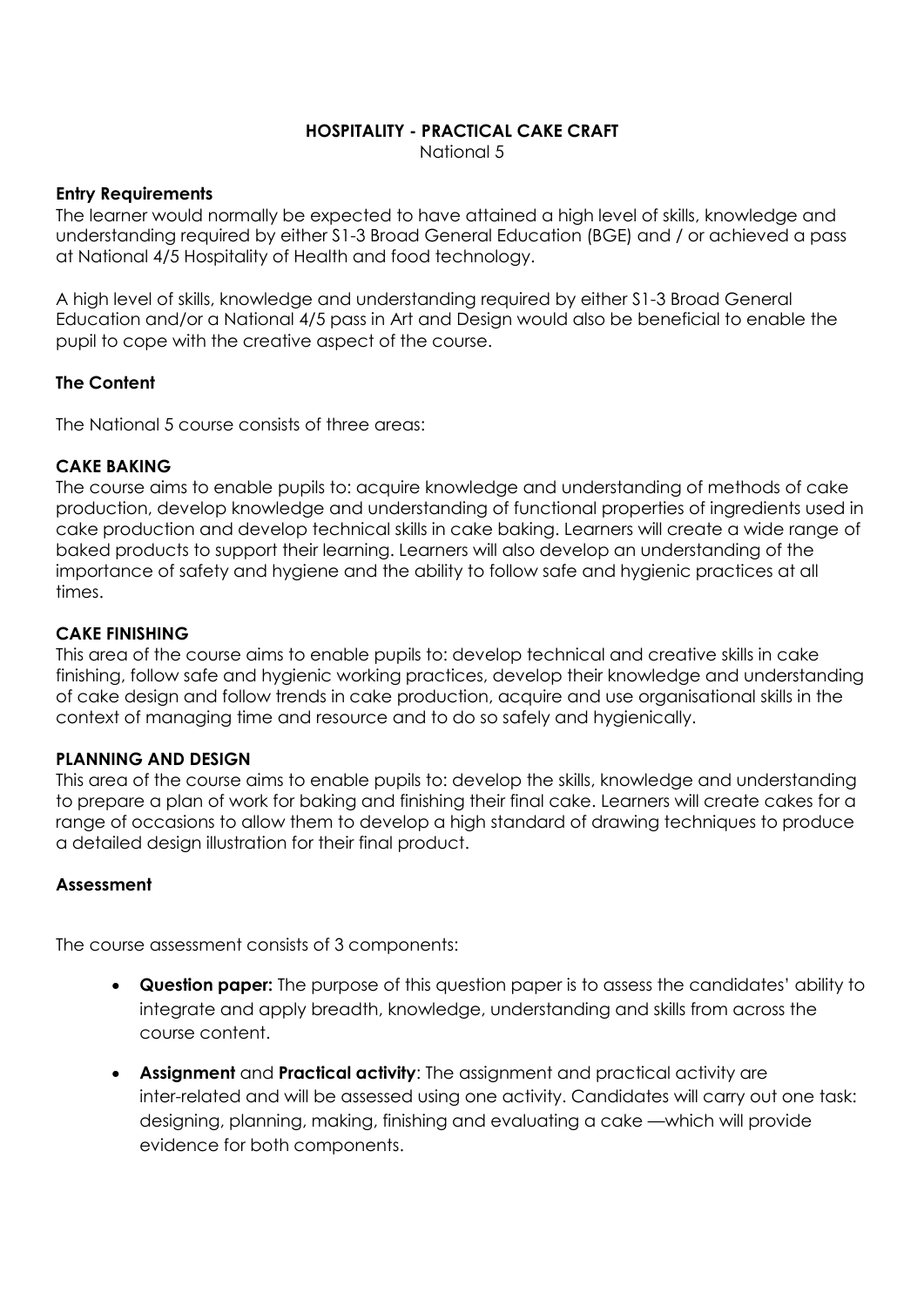**HOSPITALITY - PRACTICAL CAKE CRAFT**
National 5

**Entry Requirements**
The learner would normally be expected to have attained a high level of skills, knowledge and understanding required by either S1-3 Broad General Education (BGE) and / or achieved a pass at National 4/5 Hospitality of Health and food technology.

A high level of skills, knowledge and understanding required by either S1-3 Broad General Education and/or a National 4/5 pass in Art and Design would also be beneficial to enable the pupil to cope with the creative aspect of the course.

**The Content**

The National 5 course consists of three areas:

**CAKE BAKING**
The course aims to enable pupils to: acquire knowledge and understanding of methods of cake production, develop knowledge and understanding of functional properties of ingredients used in cake production and develop technical skills in cake baking. Learners will create a wide range of baked products to support their learning. Learners will also develop an understanding of the importance of safety and hygiene and the ability to follow safe and hygienic practices at all times.

**CAKE FINISHING**
This area of the course aims to enable pupils to: develop technical and creative skills in cake finishing, follow safe and hygienic working practices, develop their knowledge and understanding of cake design and follow trends in cake production, acquire and use organisational skills in the context of managing time and resource and to do so safely and hygienically.

**PLANNING AND DESIGN**
This area of the course aims to enable pupils to: develop the skills, knowledge and understanding to prepare a plan of work for baking and finishing their final cake. Learners will create cakes for a range of occasions to allow them to develop a high standard of drawing techniques to produce a detailed design illustration for their final product.

**Assessment**

The course assessment consists of 3 components:

- **Question paper:** The purpose of this question paper is to assess the candidates' ability to integrate and apply breadth, knowledge, understanding and skills from across the course content.
- **Assignment** and **Practical activity**: The assignment and practical activity are inter-related and will be assessed using one activity. Candidates will carry out one task: designing, planning, making, finishing and evaluating a cake —which will provide evidence for both components.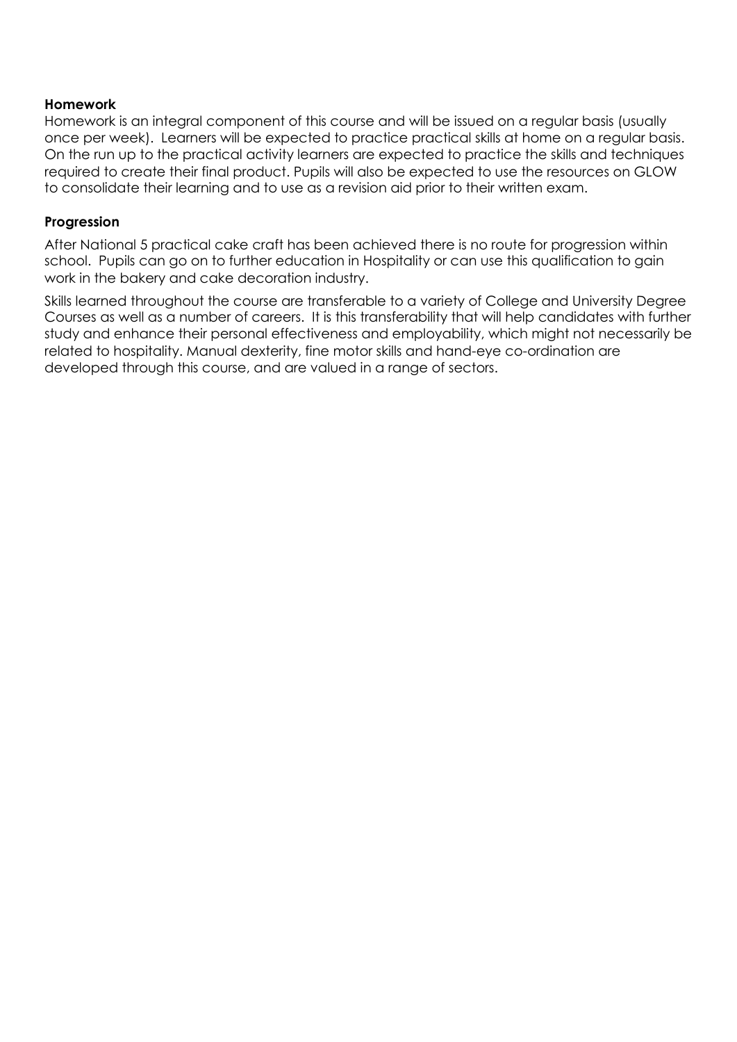**Homework**

Homework is an integral component of this course and will be issued on a regular basis (usually once per week). Learners will be expected to practice practical skills at home on a regular basis. On the run up to the practical activity learners are expected to practice the skills and techniques required to create their final product. Pupils will also be expected to use the resources on GLOW to consolidate their learning and to use as a revision aid prior to their written exam.

**Progression**

After National 5 practical cake craft has been achieved there is no route for progression within school. Pupils can go on to further education in Hospitality or can use this qualification to gain work in the bakery and cake decoration industry.

Skills learned throughout the course are transferable to a variety of College and University Degree Courses as well as a number of careers. It is this transferability that will help candidates with further study and enhance their personal effectiveness and employability, which might not necessarily be related to hospitality. Manual dexterity, fine motor skills and hand-eye co-ordination are developed through this course, and are valued in a range of sectors.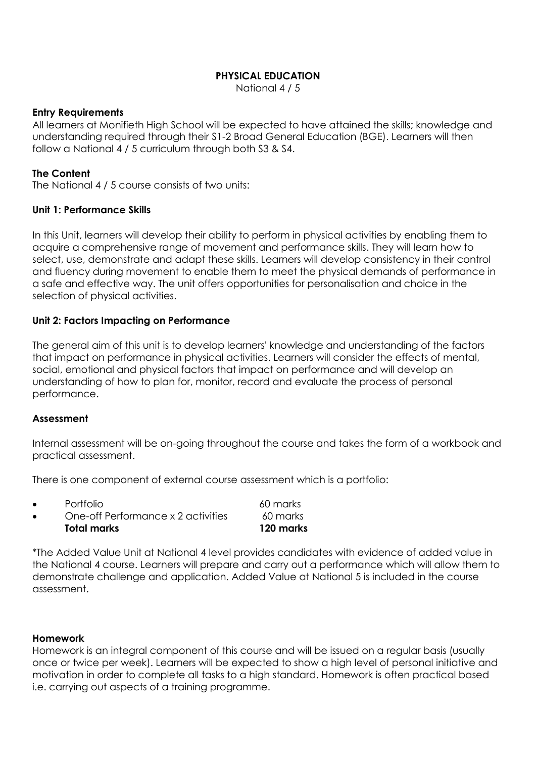# PHYSICAL EDUCATION

National 4 / 5

**Entry Requirements**
All learners at Monifieth High School will be expected to have attained the skills; knowledge and understanding required through their S1-2 Broad General Education (BGE). Learners will then follow a National 4 / 5 curriculum through both S3 & S4.

**The Content**
The National 4 / 5 course consists of two units:

**Unit 1: Performance Skills**

In this Unit, learners will develop their ability to perform in physical activities by enabling them to acquire a comprehensive range of movement and performance skills. They will learn how to select, use, demonstrate and adapt these skills. Learners will develop consistency in their control and fluency during movement to enable them to meet the physical demands of performance in a safe and effective way. The unit offers opportunities for personalisation and choice in the selection of physical activities.

**Unit 2: Factors Impacting on Performance**

The general aim of this unit is to develop learners' knowledge and understanding of the factors that impact on performance in physical activities. Learners will consider the effects of mental, social, emotional and physical factors that impact on performance and will develop an understanding of how to plan for, monitor, record and evaluate the process of personal performance.

**Assessment**

Internal assessment will be on-going throughout the course and takes the form of a workbook and practical assessment.

There is one component of external course assessment which is a portfolio:

| | |
|---|---|
| • Portfolio | 60 marks |
| • One-off Performance x 2 activities | 60 marks |
| **Total marks** | **120 marks** |

*The Added Value Unit at National 4 level provides candidates with evidence of added value in the National 4 course. Learners will prepare and carry out a performance which will allow them to demonstrate challenge and application. Added Value at National 5 is included in the course assessment.

**Homework**
Homework is an integral component of this course and will be issued on a regular basis (usually once or twice per week). Learners will be expected to show a high level of personal initiative and motivation in order to complete all tasks to a high standard. Homework is often practical based i.e. carrying out aspects of a training programme.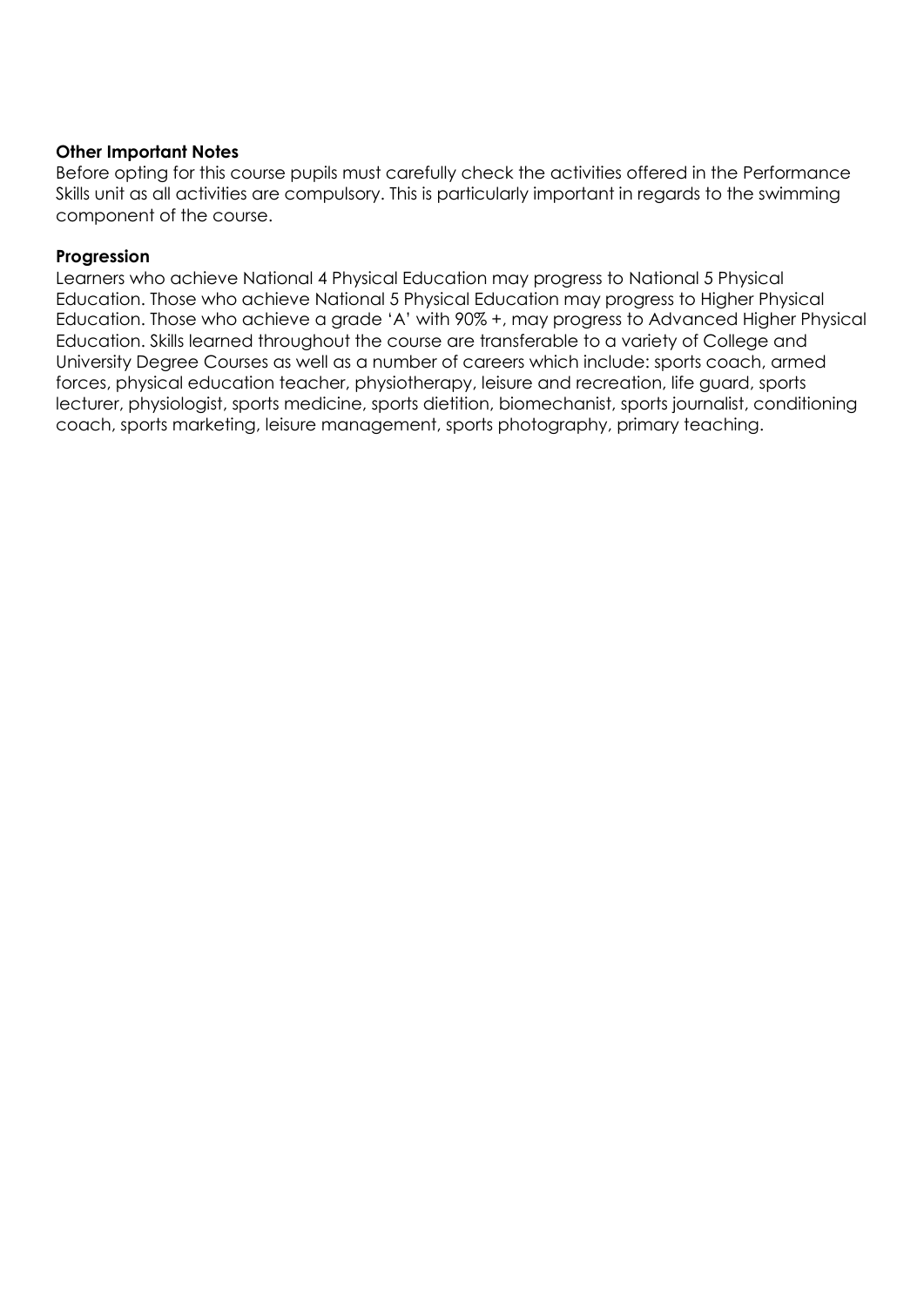**Other Important Notes**

Before opting for this course pupils must carefully check the activities offered in the Performance Skills unit as all activities are compulsory. This is particularly important in regards to the swimming component of the course.

**Progression**

Learners who achieve National 4 Physical Education may progress to National 5 Physical Education. Those who achieve National 5 Physical Education may progress to Higher Physical Education. Those who achieve a grade 'A' with 90% +, may progress to Advanced Higher Physical Education. Skills learned throughout the course are transferable to a variety of College and University Degree Courses as well as a number of careers which include: sports coach, armed forces, physical education teacher, physiotherapy, leisure and recreation, life guard, sports lecturer, physiologist, sports medicine, sports dietition, biomechanist, sports journalist, conditioning coach, sports marketing, leisure management, sports photography, primary teaching.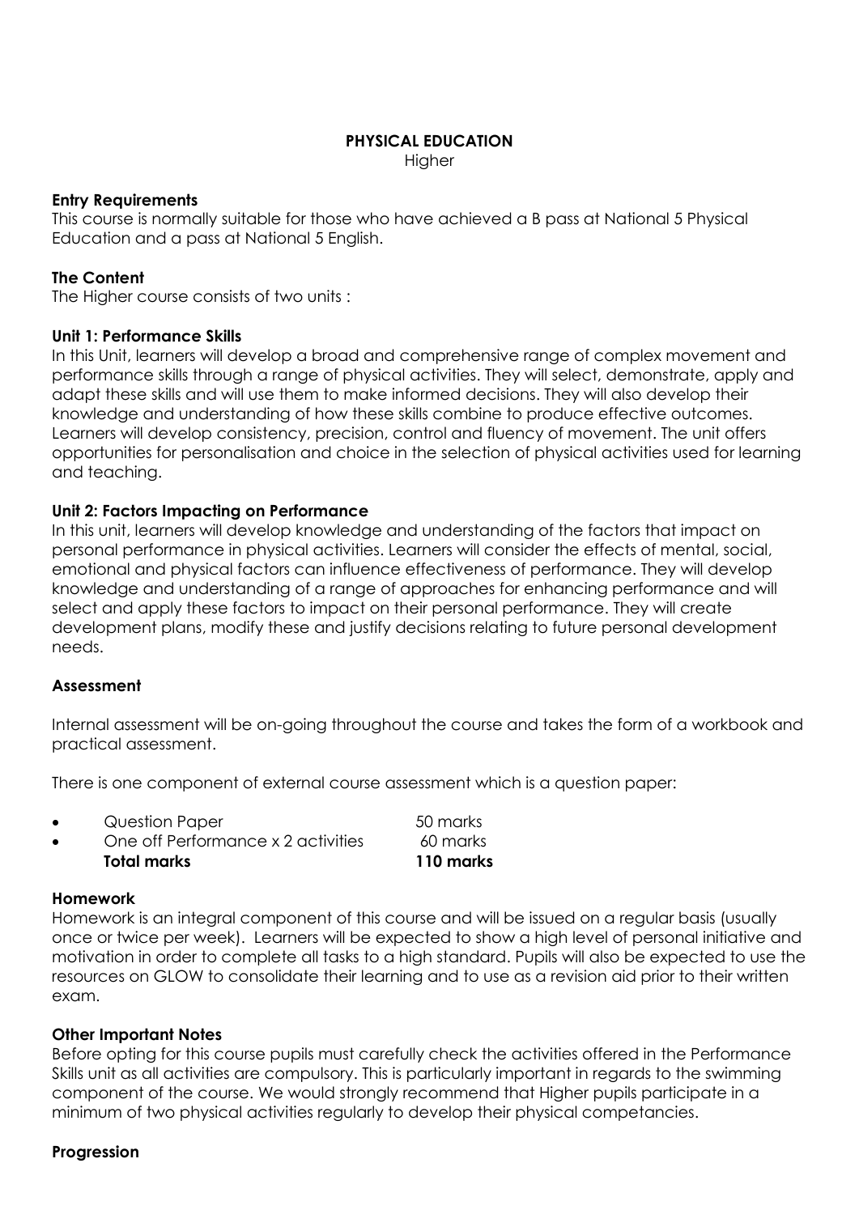# PHYSICAL EDUCATION

Higher

## Entry Requirements

This course is normally suitable for those who have achieved a B pass at National 5 Physical Education and a pass at National 5 English.

## The Content

The Higher course consists of two units :

### Unit 1: Performance Skills

In this Unit, learners will develop a broad and comprehensive range of complex movement and performance skills through a range of physical activities. They will select, demonstrate, apply and adapt these skills and will use them to make informed decisions. They will also develop their knowledge and understanding of how these skills combine to produce effective outcomes. Learners will develop consistency, precision, control and fluency of movement. The unit offers opportunities for personalisation and choice in the selection of physical activities used for learning and teaching.

### Unit 2: Factors Impacting on Performance

In this unit, learners will develop knowledge and understanding of the factors that impact on personal performance in physical activities. Learners will consider the effects of mental, social, emotional and physical factors can influence effectiveness of performance. They will develop knowledge and understanding of a range of approaches for enhancing performance and will select and apply these factors to impact on their personal performance. They will create development plans, modify these and justify decisions relating to future personal development needs.

## Assessment

Internal assessment will be on-going throughout the course and takes the form of a workbook and practical assessment.

There is one component of external course assessment which is a question paper:

- Question Paper — 50 marks
- One off Performance x 2 activities — 60 marks

**Total marks — 110 marks**

## Homework

Homework is an integral component of this course and will be issued on a regular basis (usually once or twice per week). Learners will be expected to show a high level of personal initiative and motivation in order to complete all tasks to a high standard. Pupils will also be expected to use the resources on GLOW to consolidate their learning and to use as a revision aid prior to their written exam.

## Other Important Notes

Before opting for this course pupils must carefully check the activities offered in the Performance Skills unit as all activities are compulsory. This is particularly important in regards to the swimming component of the course. We would strongly recommend that Higher pupils participate in a minimum of two physical activities regularly to develop their physical competancies.

## Progression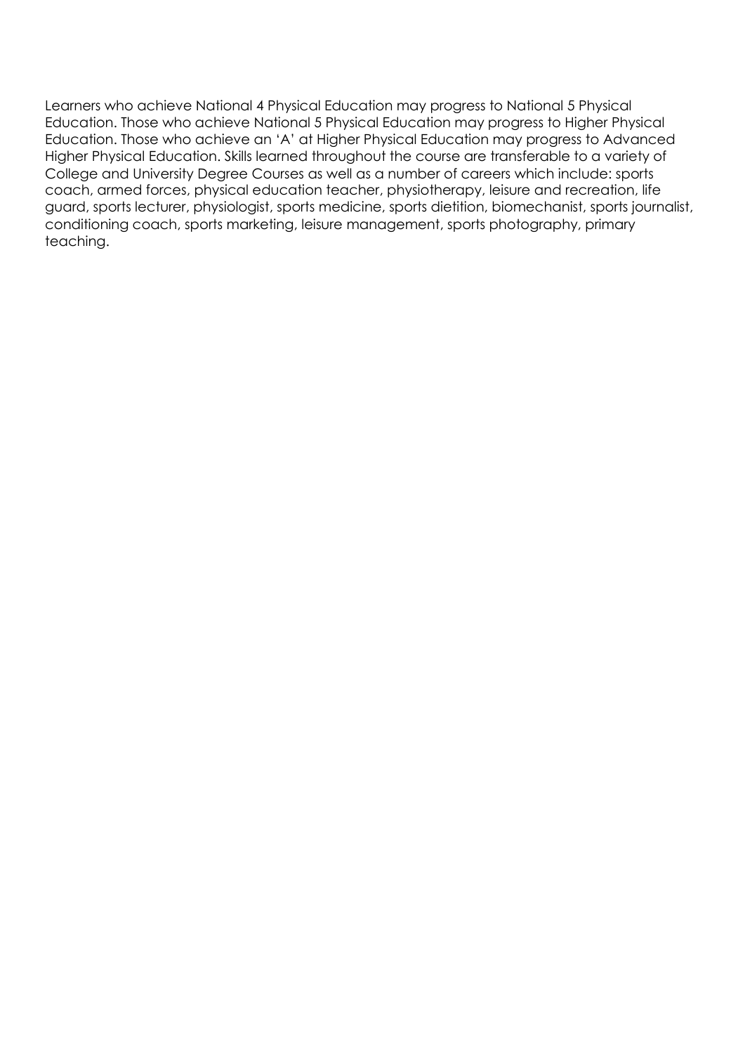Learners who achieve National 4 Physical Education may progress to National 5 Physical Education. Those who achieve National 5 Physical Education may progress to Higher Physical Education. Those who achieve an 'A' at Higher Physical Education may progress to Advanced Higher Physical Education. Skills learned throughout the course are transferable to a variety of College and University Degree Courses as well as a number of careers which include: sports coach, armed forces, physical education teacher, physiotherapy, leisure and recreation, life guard, sports lecturer, physiologist, sports medicine, sports dietition, biomechanist, sports journalist, conditioning coach, sports marketing, leisure management, sports photography, primary teaching.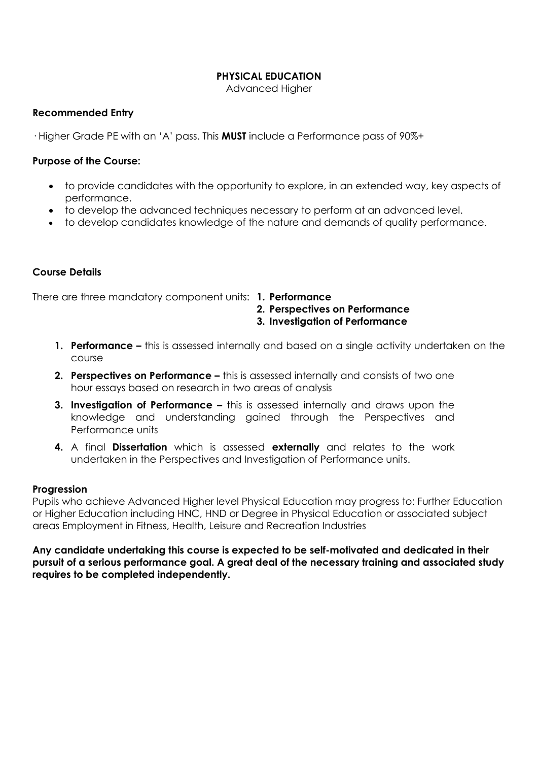# PHYSICAL EDUCATION

Advanced Higher

**Recommended Entry**

· Higher Grade PE with an 'A' pass. This **MUST** include a Performance pass of 90%+

**Purpose of the Course:**

- to provide candidates with the opportunity to explore, in an extended way, key aspects of performance.
- to develop the advanced techniques necessary to perform at an advanced level.
- to develop candidates knowledge of the nature and demands of quality performance.

**Course Details**

There are three mandatory component units: **1. Performance**
**2. Perspectives on Performance**
**3. Investigation of Performance**

1. **Performance –** this is assessed internally and based on a single activity undertaken on the course
2. **Perspectives on Performance –** this is assessed internally and consists of two one hour essays based on research in two areas of analysis
3. **Investigation of Performance –** this is assessed internally and draws upon the knowledge and understanding gained through the Perspectives and Performance units
4. A final **Dissertation** which is assessed **externally** and relates to the work undertaken in the Perspectives and Investigation of Performance units.

**Progression**

Pupils who achieve Advanced Higher level Physical Education may progress to: Further Education or Higher Education including HNC, HND or Degree in Physical Education or associated subject areas Employment in Fitness, Health, Leisure and Recreation Industries

**Any candidate undertaking this course is expected to be self-motivated and dedicated in their pursuit of a serious performance goal. A great deal of the necessary training and associated study requires to be completed independently.**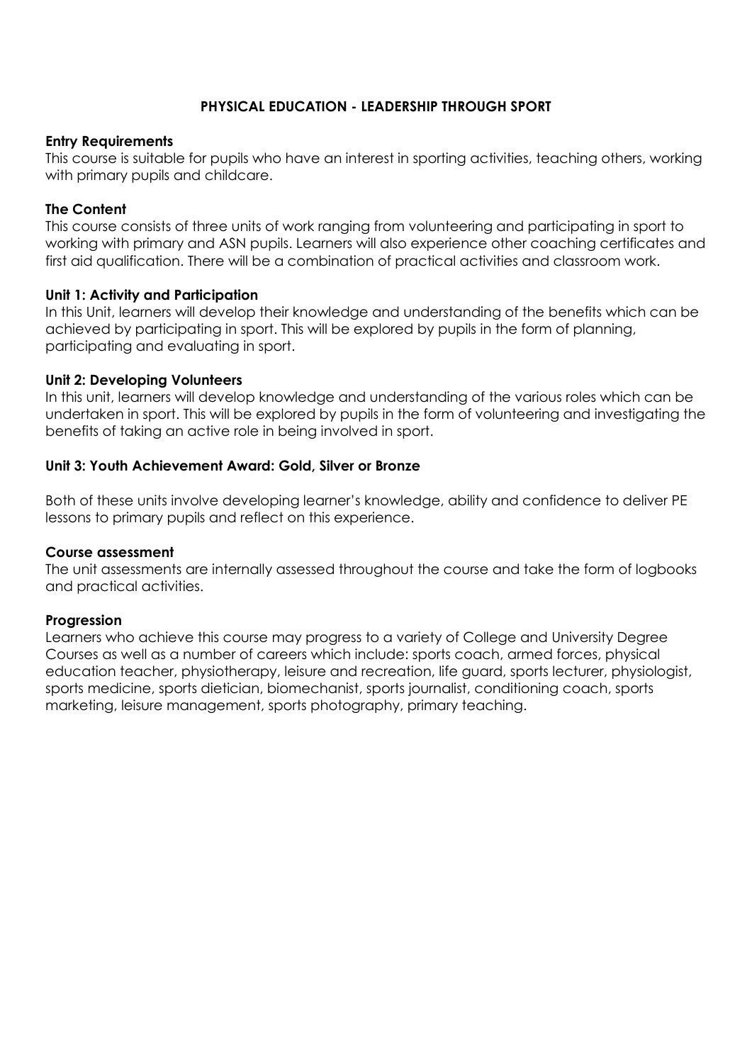# PHYSICAL EDUCATION - LEADERSHIP THROUGH SPORT

**Entry Requirements**

This course is suitable for pupils who have an interest in sporting activities, teaching others, working with primary pupils and childcare.

**The Content**

This course consists of three units of work ranging from volunteering and participating in sport to working with primary and ASN pupils. Learners will also experience other coaching certificates and first aid qualification. There will be a combination of practical activities and classroom work.

**Unit 1: Activity and Participation**

In this Unit, learners will develop their knowledge and understanding of the benefits which can be achieved by participating in sport. This will be explored by pupils in the form of planning, participating and evaluating in sport.

**Unit 2: Developing Volunteers**

In this unit, learners will develop knowledge and understanding of the various roles which can be undertaken in sport. This will be explored by pupils in the form of volunteering and investigating the benefits of taking an active role in being involved in sport.

**Unit 3: Youth Achievement Award: Gold, Silver or Bronze**

Both of these units involve developing learner's knowledge, ability and confidence to deliver PE lessons to primary pupils and reflect on this experience.

**Course assessment**

The unit assessments are internally assessed throughout the course and take the form of logbooks and practical activities.

**Progression**

Learners who achieve this course may progress to a variety of College and University Degree Courses as well as a number of careers which include: sports coach, armed forces, physical education teacher, physiotherapy, leisure and recreation, life guard, sports lecturer, physiologist, sports medicine, sports dietician, biomechanist, sports journalist, conditioning coach, sports marketing, leisure management, sports photography, primary teaching.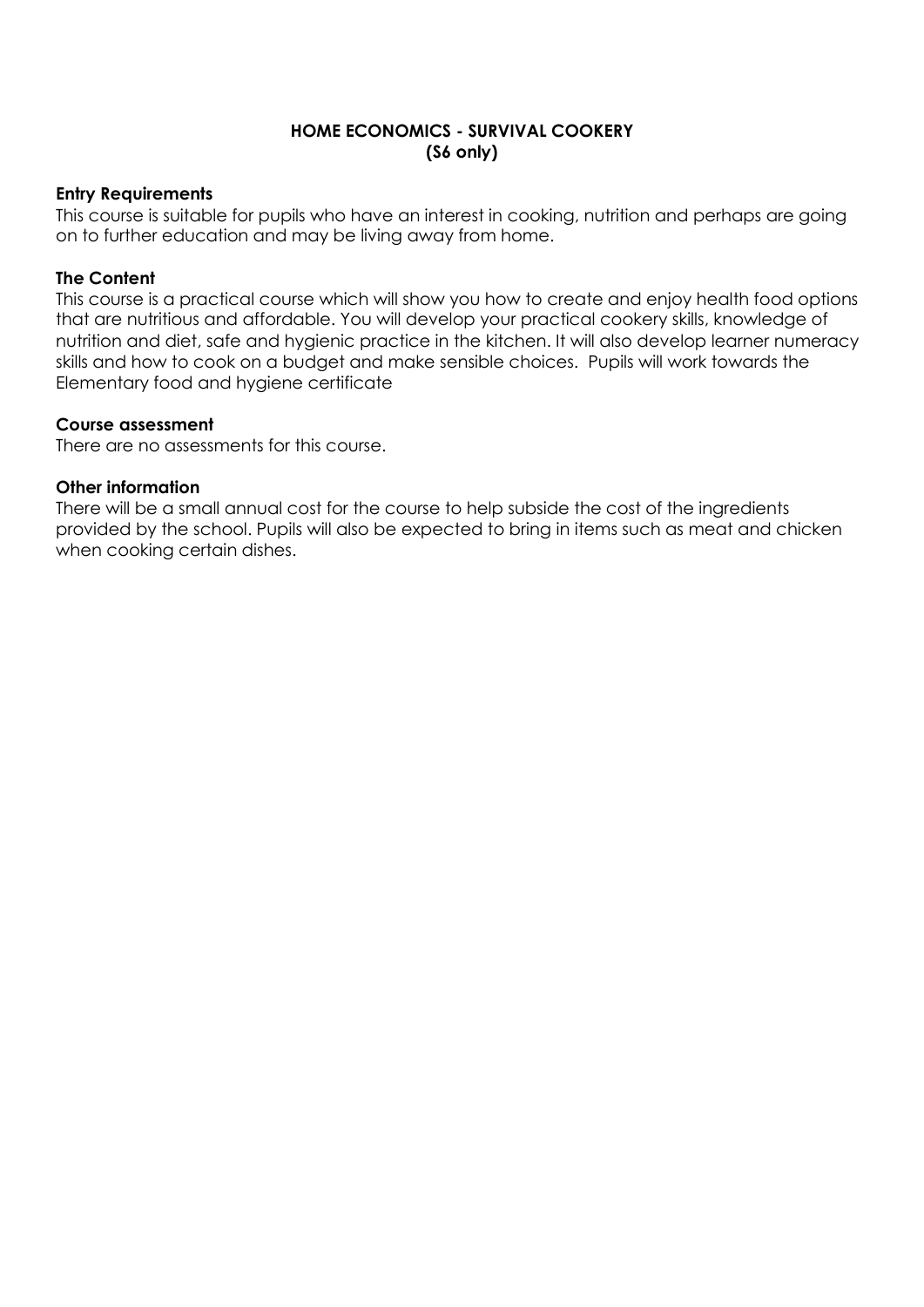## HOME ECONOMICS - SURVIVAL COOKERY
## (S6 only)

**Entry Requirements**

This course is suitable for pupils who have an interest in cooking, nutrition and perhaps are going on to further education and may be living away from home.

**The Content**

This course is a practical course which will show you how to create and enjoy health food options that are nutritious and affordable. You will develop your practical cookery skills, knowledge of nutrition and diet, safe and hygienic practice in the kitchen. It will also develop learner numeracy skills and how to cook on a budget and make sensible choices. Pupils will work towards the Elementary food and hygiene certificate

**Course assessment**

There are no assessments for this course.

**Other information**

There will be a small annual cost for the course to help subside the cost of the ingredients provided by the school. Pupils will also be expected to bring in items such as meat and chicken when cooking certain dishes.